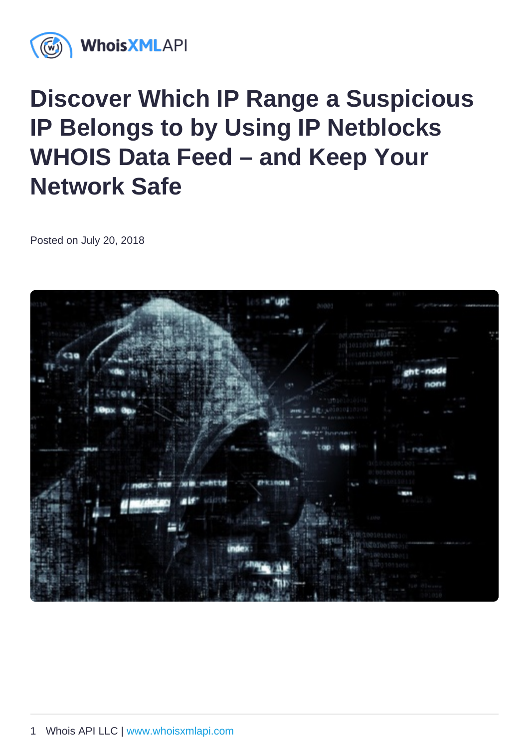# Discover Which IP Range a Suspicious IP Belongs to by Using IP Netblocks WHOIS Data Feed – and Keep Your Network Safe

Posted on July 20, 2018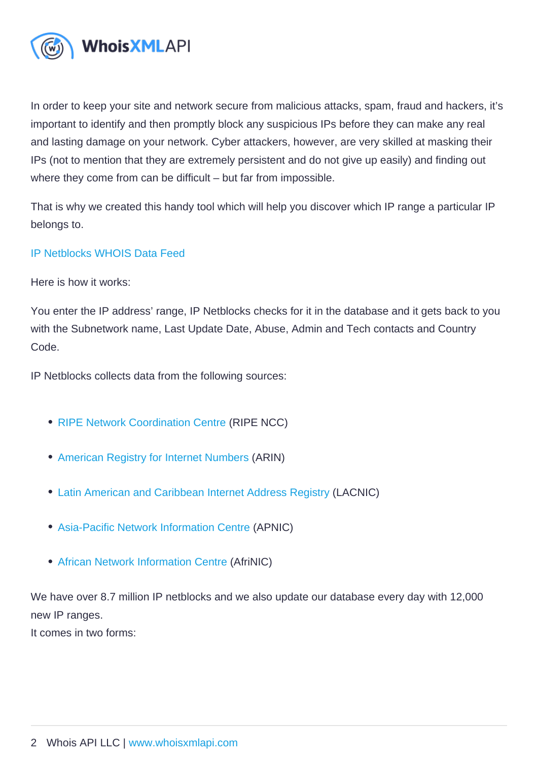In order to keep your site and network secure from malicious attacks, spam, fraud and hackers, it's important to identify and then promptly block any suspicious IPs before they can make any real and lasting damage on your network. Cyber attackers, however, are very skilled at masking their IPs (not to mention that they are extremely persistent and do not give up easily) and finding out where they come from can be difficult – but far from impossible.

That is why we created this handy tool which will help you discover which IP range a particular IP belongs to.

IP Netblocks WHOIS Data Feed

Here is how it works:

You enter the IP address' range, IP Netblocks checks for it in the database and it gets back to you with the Subnetwork name, Last Update Date, Abuse, Admin and Tech contacts and Country Code.

IP Netblocks collects data from the following sources:

- RIPE Network Coordination Centre (RIPE NCC)
- American Registry for Internet Numbers (ARIN)
- Latin American and Caribbean Internet Address Registry (LACNIC)
- Asia-Pacific Network Information Centre (APNIC)
- African Network Information Centre (AfriNIC)

We have over 8.7 million IP netblocks and we also update our database every day with 12,000 new IP ranges.
It comes in two forms: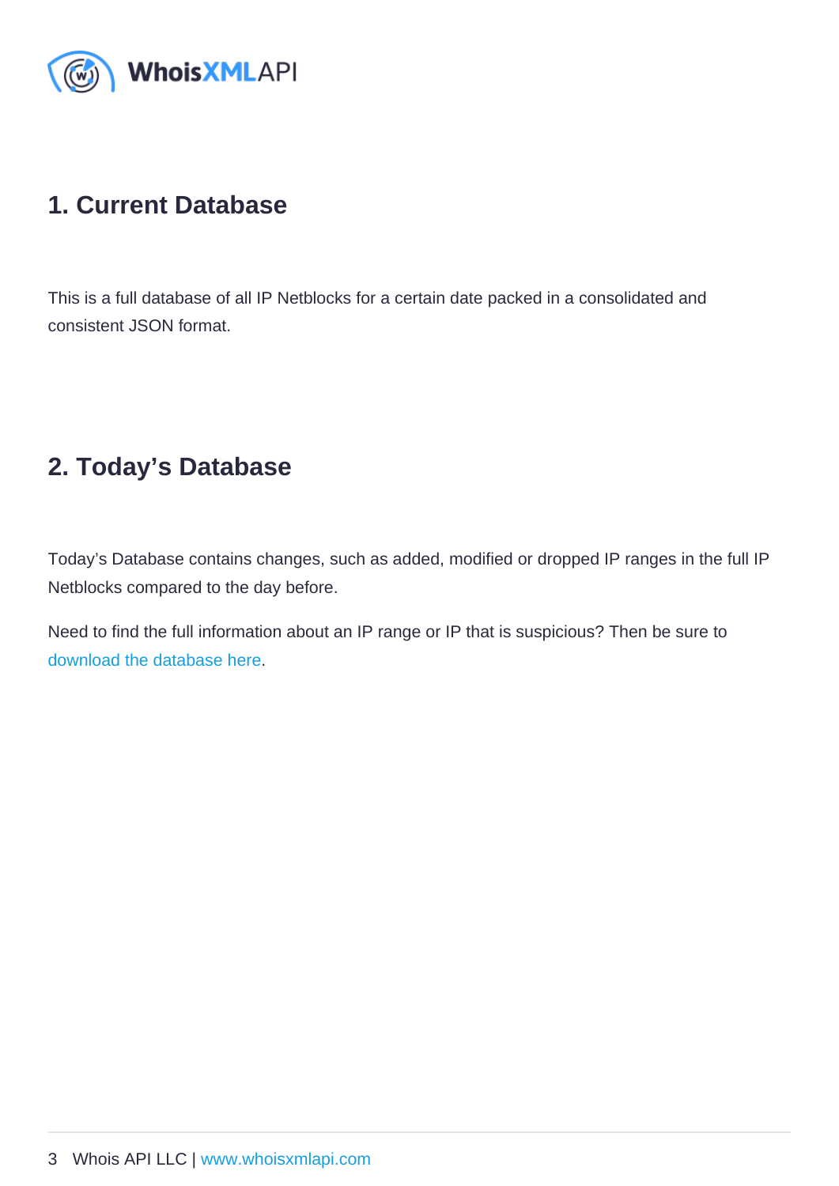## 1. Current Database

This is a full database of all IP Netblocks for a certain date packed in a consolidated and consistent JSON format.

## 2. Today's Database

Today's Database contains changes, such as added, modified or dropped IP ranges in the full IP Netblocks compared to the day before.

Need to find the full information about an IP range or IP that is suspicious? Then be sure to download the database here.